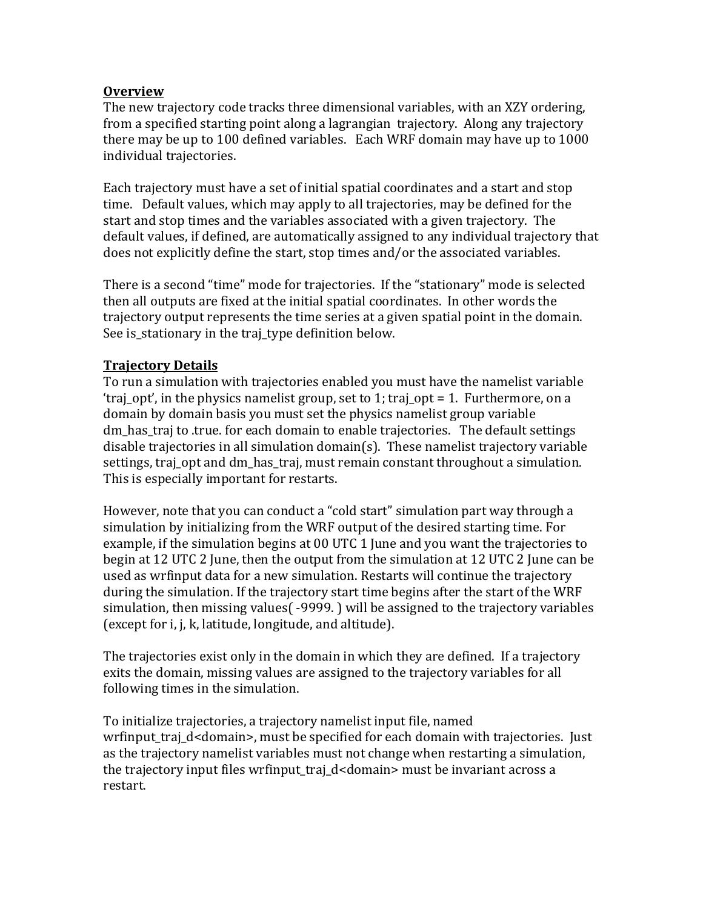**Overview**

The new trajectory code tracks three dimensional variables, with an XZY ordering, from a specified starting point along a lagrangian trajectory. Along any trajectory there may be up to 100 defined variables. Each WRF domain may have up to 1000 individual trajectories.

Each trajectory must have a set of initial spatial coordinates and a start and stop time. Default values, which may apply to all trajectories, may be defined for the start and stop times and the variables associated with a given trajectory. The default values, if defined, are automatically assigned to any individual trajectory that does not explicitly define the start, stop times and/or the associated variables.

There is a second "time" mode for trajectories. If the "stationary" mode is selected then all outputs are fixed at the initial spatial coordinates. In other words the trajectory output represents the time series at a given spatial point in the domain. See is_stationary in the traj_type definition below.

**Trajectory Details**

To run a simulation with trajectories enabled you must have the namelist variable 'traj_opt', in the physics namelist group, set to 1; traj_opt = 1. Furthermore, on a domain by domain basis you must set the physics namelist group variable dm_has_traj to .true. for each domain to enable trajectories. The default settings disable trajectories in all simulation domain(s). These namelist trajectory variable settings, traj_opt and dm_has_traj, must remain constant throughout a simulation. This is especially important for restarts.

However, note that you can conduct a "cold start" simulation part way through a simulation by initializing from the WRF output of the desired starting time. For example, if the simulation begins at 00 UTC 1 June and you want the trajectories to begin at 12 UTC 2 June, then the output from the simulation at 12 UTC 2 June can be used as wrfinput data for a new simulation. Restarts will continue the trajectory during the simulation. If the trajectory start time begins after the start of the WRF simulation, then missing values( -9999. ) will be assigned to the trajectory variables (except for i, j, k, latitude, longitude, and altitude).

The trajectories exist only in the domain in which they are defined. If a trajectory exits the domain, missing values are assigned to the trajectory variables for all following times in the simulation.

To initialize trajectories, a trajectory namelist input file, named wrfinput_traj_d<domain>, must be specified for each domain with trajectories. Just as the trajectory namelist variables must not change when restarting a simulation, the trajectory input files wrfinput_traj_d<domain> must be invariant across a restart.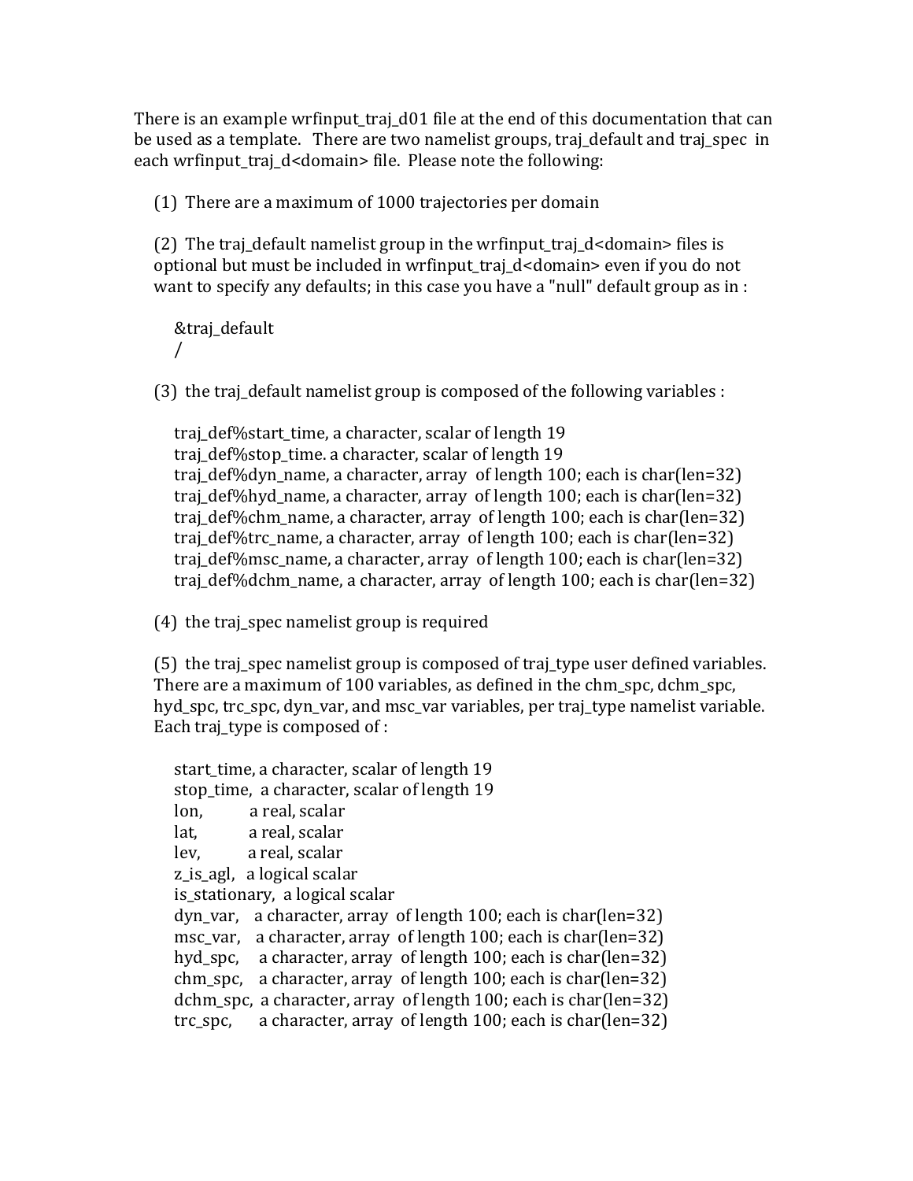There is an example wrfinput_traj_d01 file at the end of this documentation that can be used as a template. There are two namelist groups, traj_default and traj_spec in each wrfinput_traj_d<domain> file. Please note the following:

(1) There are a maximum of 1000 trajectories per domain

(2) The traj_default namelist group in the wrfinput_traj_d<domain> files is optional but must be included in wrfinput_traj_d<domain> even if you do not want to specify any defaults; in this case you have a "null" default group as in :

```
&traj_default
/
```

(3) the traj_default namelist group is composed of the following variables :

traj_def%start_time, a character, scalar of length 19
traj_def%stop_time. a character, scalar of length 19
traj_def%dyn_name, a character, array of length 100; each is char(len=32)
traj_def%hyd_name, a character, array of length 100; each is char(len=32)
traj_def%chm_name, a character, array of length 100; each is char(len=32)
traj_def%trc_name, a character, array of length 100; each is char(len=32)
traj_def%msc_name, a character, array of length 100; each is char(len=32)
traj_def%dchm_name, a character, array of length 100; each is char(len=32)

(4) the traj_spec namelist group is required

(5) the traj_spec namelist group is composed of traj_type user defined variables. There are a maximum of 100 variables, as defined in the chm_spc, dchm_spc, hyd_spc, trc_spc, dyn_var, and msc_var variables, per traj_type namelist variable. Each traj_type is composed of :

start_time, a character, scalar of length 19
stop_time, a character, scalar of length 19
lon, a real, scalar
lat, a real, scalar
lev, a real, scalar
z_is_agl, a logical scalar
is_stationary, a logical scalar
dyn_var, a character, array of length 100; each is char(len=32)
msc_var, a character, array of length 100; each is char(len=32)
hyd_spc, a character, array of length 100; each is char(len=32)
chm_spc, a character, array of length 100; each is char(len=32)
dchm_spc, a character, array of length 100; each is char(len=32)
trc_spc, a character, array of length 100; each is char(len=32)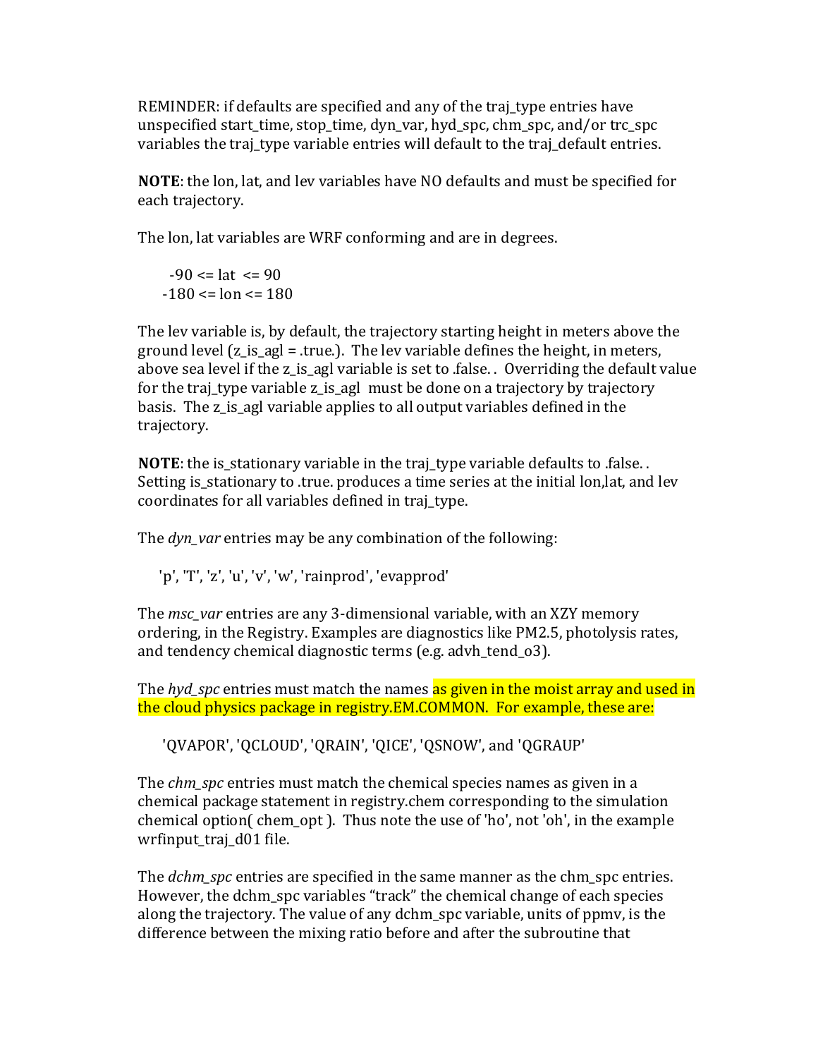REMINDER: if defaults are specified and any of the traj_type entries have unspecified start_time, stop_time, dyn_var, hyd_spc, chm_spc, and/or trc_spc variables the traj_type variable entries will default to the traj_default entries.

**NOTE**: the lon, lat, and lev variables have NO defaults and must be specified for each trajectory.

The lon, lat variables are WRF conforming and are in degrees.

```
  -90 <= lat  <= 90
 -180 <= lon <= 180
```

The lev variable is, by default, the trajectory starting height in meters above the ground level (z_is_agl = .true.). The lev variable defines the height, in meters, above sea level if the z_is_agl variable is set to .false. . Overriding the default value for the traj_type variable z_is_agl must be done on a trajectory by trajectory basis. The z_is_agl variable applies to all output variables defined in the trajectory.

**NOTE**: the is_stationary variable in the traj_type variable defaults to .false. . Setting is_stationary to .true. produces a time series at the initial lon,lat, and lev coordinates for all variables defined in traj_type.

The *dyn_var* entries may be any combination of the following:

```
'p', 'T', 'z', 'u', 'v', 'w', 'rainprod', 'evapprod'
```

The *msc_var* entries are any 3-dimensional variable, with an XZY memory ordering, in the Registry. Examples are diagnostics like PM2.5, photolysis rates, and tendency chemical diagnostic terms (e.g. advh_tend_o3).

The *hyd_spc* entries must match the names as given in the moist array and used in the cloud physics package in registry.EM.COMMON. For example, these are:

```
'QVAPOR', 'QCLOUD', 'QRAIN', 'QICE', 'QSNOW', and 'QGRAUP'
```

The *chm_spc* entries must match the chemical species names as given in a chemical package statement in registry.chem corresponding to the simulation chemical option( chem_opt ). Thus note the use of 'ho', not 'oh', in the example wrfinput_traj_d01 file.

The *dchm_spc* entries are specified in the same manner as the chm_spc entries. However, the dchm_spc variables "track" the chemical change of each species along the trajectory. The value of any dchm_spc variable, units of ppmv, is the difference between the mixing ratio before and after the subroutine that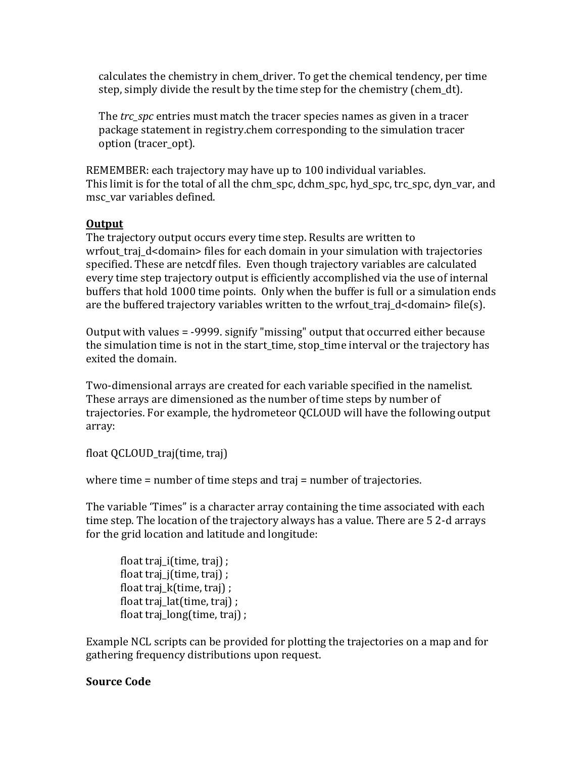calculates the chemistry in chem_driver. To get the chemical tendency, per time step, simply divide the result by the time step for the chemistry (chem_dt).

The *trc_spc* entries must match the tracer species names as given in a tracer package statement in registry.chem corresponding to the simulation tracer option (tracer_opt).

REMEMBER: each trajectory may have up to 100 individual variables.
This limit is for the total of all the chm_spc, dchm_spc, hyd_spc, trc_spc, dyn_var, and msc_var variables defined.

**Output**

The trajectory output occurs every time step. Results are written to wrfout_traj_d<domain> files for each domain in your simulation with trajectories specified. These are netcdf files. Even though trajectory variables are calculated every time step trajectory output is efficiently accomplished via the use of internal buffers that hold 1000 time points. Only when the buffer is full or a simulation ends are the buffered trajectory variables written to the wrfout_traj_d<domain> file(s).

Output with values = -9999. signify "missing" output that occurred either because the simulation time is not in the start_time, stop_time interval or the trajectory has exited the domain.

Two-dimensional arrays are created for each variable specified in the namelist. These arrays are dimensioned as the number of time steps by number of trajectories. For example, the hydrometeor QCLOUD will have the following output array:

```
float QCLOUD_traj(time, traj)
```

where time = number of time steps and traj = number of trajectories.

The variable 'Times" is a character array containing the time associated with each time step. The location of the trajectory always has a value. There are 5 2-d arrays for the grid location and latitude and longitude:

```
float traj_i(time, traj) ;
float traj_j(time, traj) ;
float traj_k(time, traj) ;
float traj_lat(time, traj) ;
float traj_long(time, traj) ;
```

Example NCL scripts can be provided for plotting the trajectories on a map and for gathering frequency distributions upon request.

**Source Code**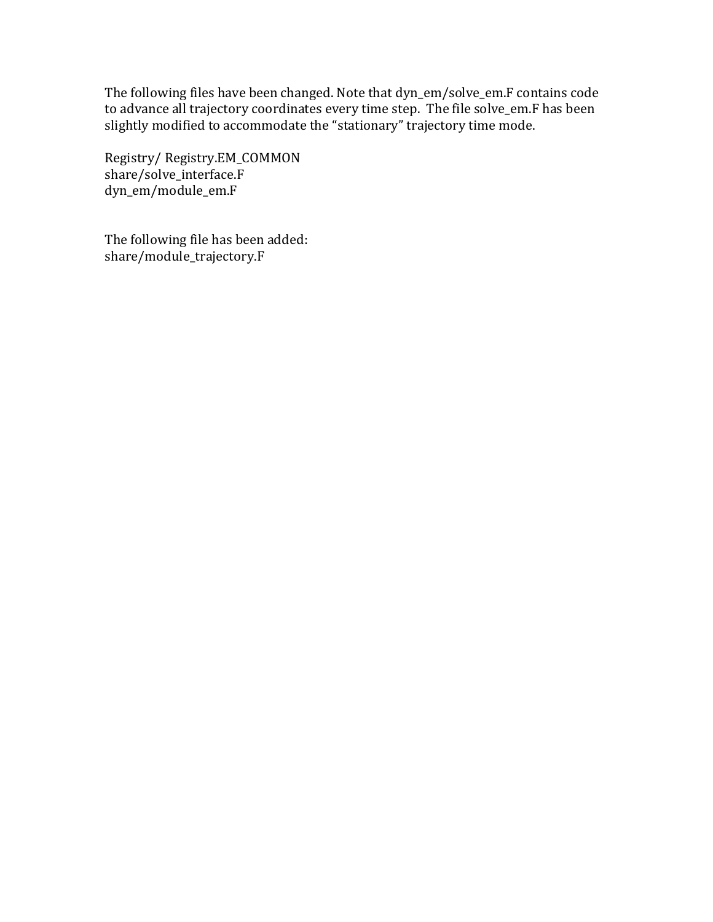The following files have been changed. Note that dyn_em/solve_em.F contains code to advance all trajectory coordinates every time step. The file solve_em.F has been slightly modified to accommodate the "stationary" trajectory time mode.

Registry/ Registry.EM_COMMON
share/solve_interface.F
dyn_em/module_em.F

The following file has been added:
share/module_trajectory.F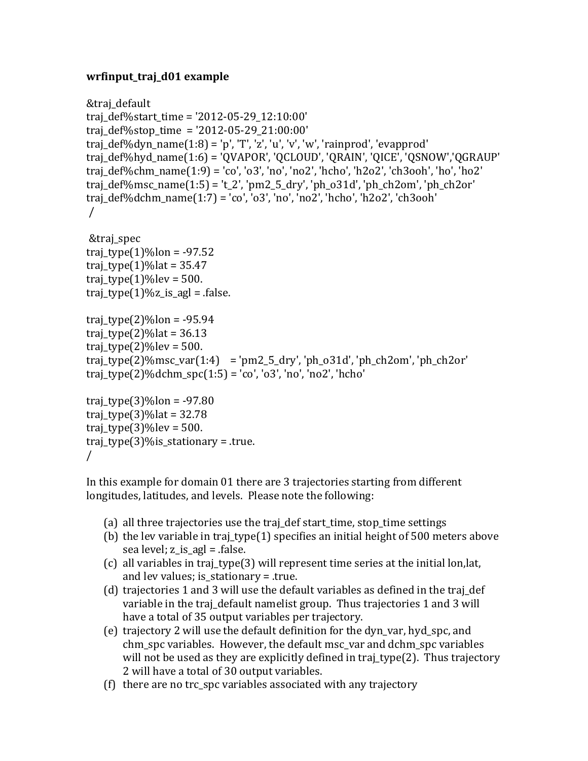**wrfinput_traj_d01 example**

```
&traj_default
traj_def%start_time = '2012-05-29_12:10:00'
traj_def%stop_time  = '2012-05-29_21:00:00'
traj_def%dyn_name(1:8) = 'p', 'T', 'z', 'u', 'v', 'w', 'rainprod', 'evapprod'
traj_def%hyd_name(1:6) = 'QVAPOR', 'QCLOUD', 'QRAIN', 'QICE', 'QSNOW','QGRAUP'
traj_def%chm_name(1:9) = 'co', 'o3', 'no', 'no2', 'hcho', 'h2o2', 'ch3ooh', 'ho', 'ho2'
traj_def%msc_name(1:5) = 't_2', 'pm2_5_dry', 'ph_o31d', 'ph_ch2om', 'ph_ch2or'
traj_def%dchm_name(1:7) = 'co', 'o3', 'no', 'no2', 'hcho', 'h2o2', 'ch3ooh'
 /

 &traj_spec
traj_type(1)%lon = -97.52
traj_type(1)%lat = 35.47
traj_type(1)%lev = 500.
traj_type(1)%z_is_agl = .false.

traj_type(2)%lon = -95.94
traj_type(2)%lat = 36.13
traj_type(2)%lev = 500.
traj_type(2)%msc_var(1:4)    = 'pm2_5_dry', 'ph_o31d', 'ph_ch2om', 'ph_ch2or'
traj_type(2)%dchm_spc(1:5) = 'co', 'o3', 'no', 'no2', 'hcho'

traj_type(3)%lon = -97.80
traj_type(3)%lat = 32.78
traj_type(3)%lev = 500.
traj_type(3)%is_stationary = .true.
/
```

In this example for domain 01 there are 3 trajectories starting from different longitudes, latitudes, and levels. Please note the following:

(a) all three trajectories use the traj_def start_time, stop_time settings
(b) the lev variable in traj_type(1) specifies an initial height of 500 meters above sea level; z_is_agl = .false.
(c) all variables in traj_type(3) will represent time series at the initial lon,lat, and lev values; is_stationary = .true.
(d) trajectories 1 and 3 will use the default variables as defined in the traj_def variable in the traj_default namelist group. Thus trajectories 1 and 3 will have a total of 35 output variables per trajectory.
(e) trajectory 2 will use the default definition for the dyn_var, hyd_spc, and chm_spc variables. However, the default msc_var and dchm_spc variables will not be used as they are explicitly defined in traj_type(2). Thus trajectory 2 will have a total of 30 output variables.
(f) there are no trc_spc variables associated with any trajectory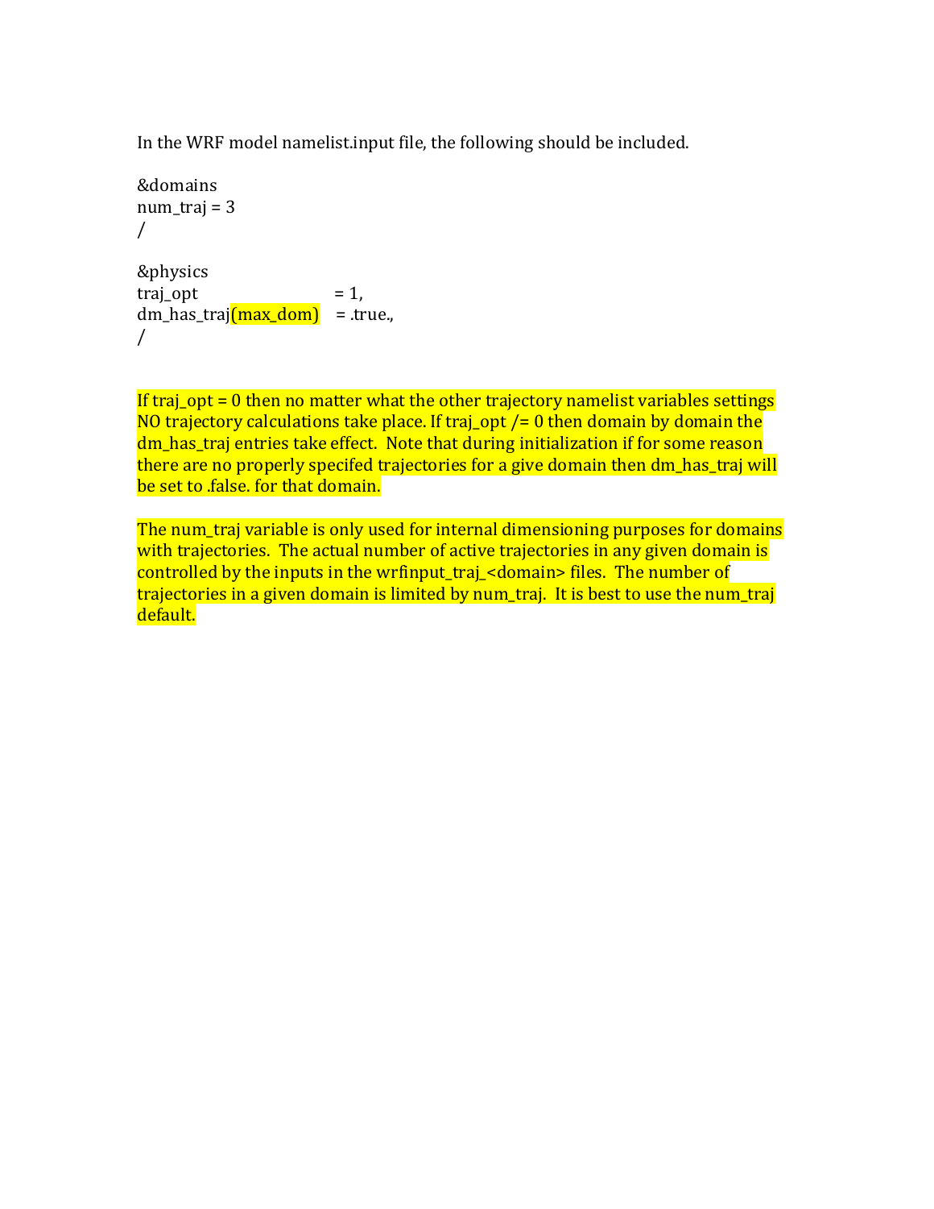In the WRF model namelist.input file, the following should be included.

```
&domains
num_traj = 3
/

&physics
traj_opt                    = 1,
dm_has_traj(max_dom)   = .true.,
/
```

If traj_opt = 0 then no matter what the other trajectory namelist variables settings NO trajectory calculations take place. If traj_opt /= 0 then domain by domain the dm_has_traj entries take effect. Note that during initialization if for some reason there are no properly specifed trajectories for a give domain then dm_has_traj will be set to .false. for that domain.

The num_traj variable is only used for internal dimensioning purposes for domains with trajectories. The actual number of active trajectories in any given domain is controlled by the inputs in the wrfinput_traj_<domain> files. The number of trajectories in a given domain is limited by num_traj. It is best to use the num_traj default.